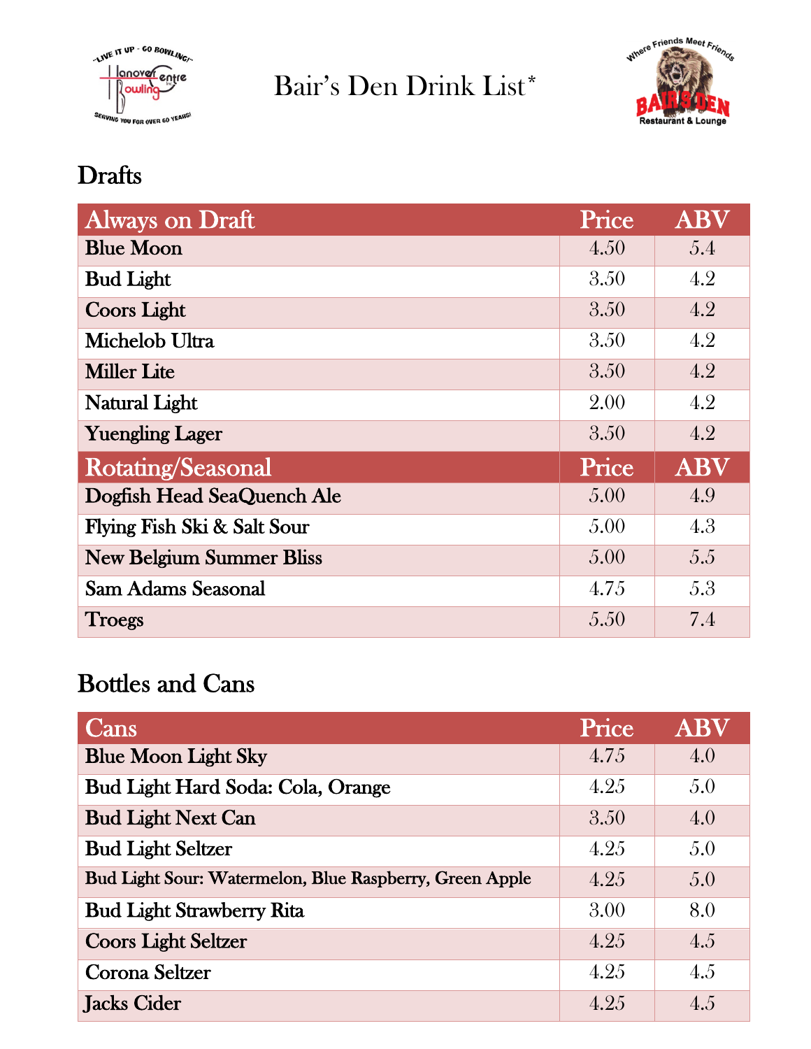# Bair's Den Drink List*

## Drafts

| Always on Draft | Price | ABV |
|---|---|---|
| Blue Moon | 4.50 | 5.4 |
| Bud Light | 3.50 | 4.2 |
| Coors Light | 3.50 | 4.2 |
| Michelob Ultra | 3.50 | 4.2 |
| Miller Lite | 3.50 | 4.2 |
| Natural Light | 2.00 | 4.2 |
| Yuengling Lager | 3.50 | 4.2 |
| **Rotating/Seasonal** | **Price** | **ABV** |
| Dogfish Head SeaQuench Ale | 5.00 | 4.9 |
| Flying Fish Ski & Salt Sour | 5.00 | 4.3 |
| New Belgium Summer Bliss | 5.00 | 5.5 |
| Sam Adams Seasonal | 4.75 | 5.3 |
| Troegs | 5.50 | 7.4 |

## Bottles and Cans

| Cans | Price | ABV |
|---|---|---|
| Blue Moon Light Sky | 4.75 | 4.0 |
| Bud Light Hard Soda: Cola, Orange | 4.25 | 5.0 |
| Bud Light Next Can | 3.50 | 4.0 |
| Bud Light Seltzer | 4.25 | 5.0 |
| Bud Light Sour: Watermelon, Blue Raspberry, Green Apple | 4.25 | 5.0 |
| Bud Light Strawberry Rita | 3.00 | 8.0 |
| Coors Light Seltzer | 4.25 | 4.5 |
| Corona Seltzer | 4.25 | 4.5 |
| Jacks Cider | 4.25 | 4.5 |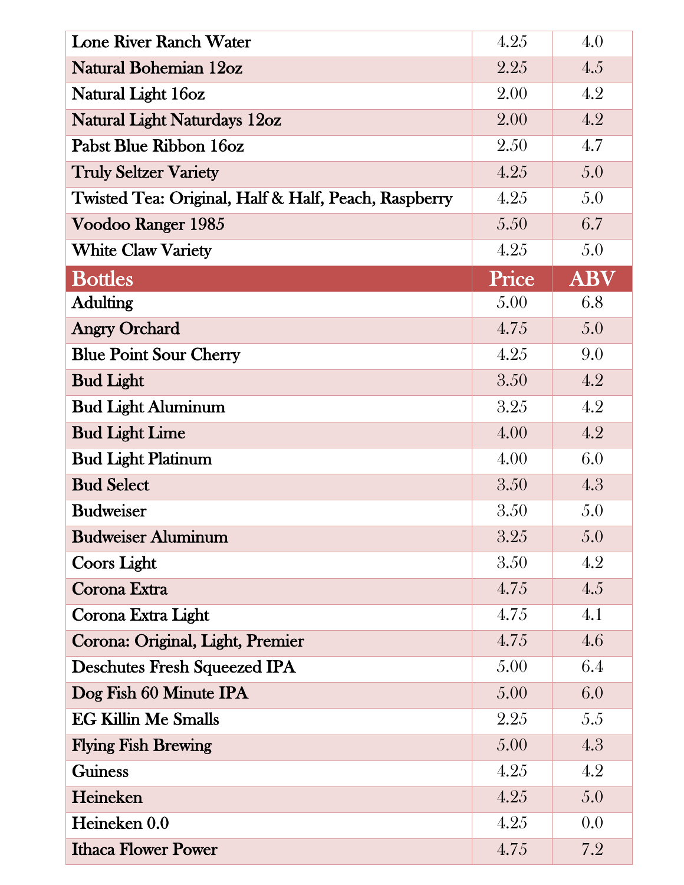| | | |
|---|---|---|
| Lone River Ranch Water | 4.25 | 4.0 |
| Natural Bohemian 12oz | 2.25 | 4.5 |
| Natural Light 16oz | 2.00 | 4.2 |
| Natural Light Naturdays 12oz | 2.00 | 4.2 |
| Pabst Blue Ribbon 16oz | 2.50 | 4.7 |
| Truly Seltzer Variety | 4.25 | 5.0 |
| Twisted Tea: Original, Half & Half, Peach, Raspberry | 4.25 | 5.0 |
| Voodoo Ranger 1985 | 5.50 | 6.7 |
| White Claw Variety | 4.25 | 5.0 |

| Bottles | Price | ABV |
|---|---|---|
| Adulting | 5.00 | 6.8 |
| Angry Orchard | 4.75 | 5.0 |
| Blue Point Sour Cherry | 4.25 | 9.0 |
| Bud Light | 3.50 | 4.2 |
| Bud Light Aluminum | 3.25 | 4.2 |
| Bud Light Lime | 4.00 | 4.2 |
| Bud Light Platinum | 4.00 | 6.0 |
| Bud Select | 3.50 | 4.3 |
| Budweiser | 3.50 | 5.0 |
| Budweiser Aluminum | 3.25 | 5.0 |
| Coors Light | 3.50 | 4.2 |
| Corona Extra | 4.75 | 4.5 |
| Corona Extra Light | 4.75 | 4.1 |
| Corona: Original, Light, Premier | 4.75 | 4.6 |
| Deschutes Fresh Squeezed IPA | 5.00 | 6.4 |
| Dog Fish 60 Minute IPA | 5.00 | 6.0 |
| EG Killin Me Smalls | 2.25 | 5.5 |
| Flying Fish Brewing | 5.00 | 4.3 |
| Guiness | 4.25 | 4.2 |
| Heineken | 4.25 | 5.0 |
| Heineken 0.0 | 4.25 | 0.0 |
| Ithaca Flower Power | 4.75 | 7.2 |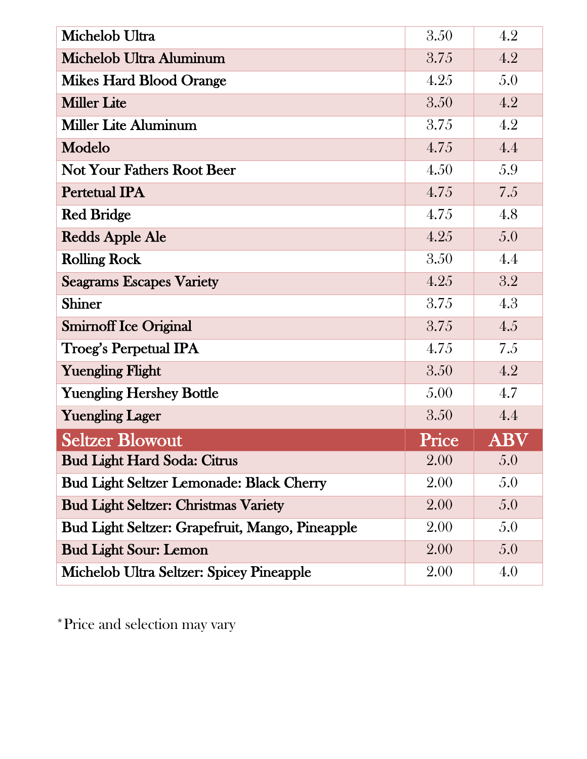| | | |
|---|---|---|
| Michelob Ultra | 3.50 | 4.2 |
| Michelob Ultra Aluminum | 3.75 | 4.2 |
| Mikes Hard Blood Orange | 4.25 | 5.0 |
| Miller Lite | 3.50 | 4.2 |
| Miller Lite Aluminum | 3.75 | 4.2 |
| Modelo | 4.75 | 4.4 |
| Not Your Fathers Root Beer | 4.50 | 5.9 |
| Pertetual IPA | 4.75 | 7.5 |
| Red Bridge | 4.75 | 4.8 |
| Redds Apple Ale | 4.25 | 5.0 |
| Rolling Rock | 3.50 | 4.4 |
| Seagrams Escapes Variety | 4.25 | 3.2 |
| Shiner | 3.75 | 4.3 |
| Smirnoff Ice Original | 3.75 | 4.5 |
| Troeg's Perpetual IPA | 4.75 | 7.5 |
| Yuengling Flight | 3.50 | 4.2 |
| Yuengling Hershey Bottle | 5.00 | 4.7 |
| Yuengling Lager | 3.50 | 4.4 |
| **Seltzer Blowout** | **Price** | **ABV** |
| Bud Light Hard Soda: Citrus | 2.00 | 5.0 |
| Bud Light Seltzer Lemonade: Black Cherry | 2.00 | 5.0 |
| Bud Light Seltzer: Christmas Variety | 2.00 | 5.0 |
| Bud Light Seltzer: Grapefruit, Mango, Pineapple | 2.00 | 5.0 |
| Bud Light Sour: Lemon | 2.00 | 5.0 |
| Michelob Ultra Seltzer: Spicey Pineapple | 2.00 | 4.0 |

*Price and selection may vary